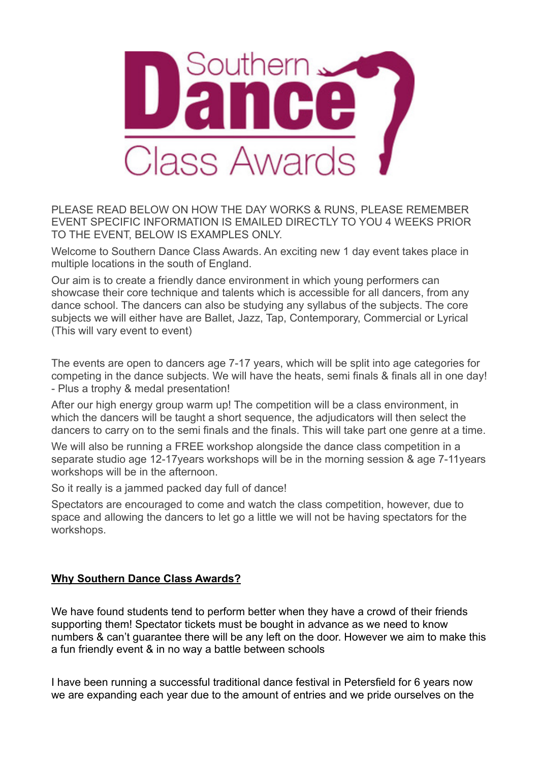# Southern Dance Class Awards

PLEASE READ BELOW ON HOW THE DAY WORKS & RUNS, PLEASE REMEMBER EVENT SPECIFIC INFORMATION IS EMAILED DIRECTLY TO YOU 4 WEEKS PRIOR TO THE EVENT, BELOW IS EXAMPLES ONLY.

Welcome to Southern Dance Class Awards. An exciting new 1 day event takes place in multiple locations in the south of England.

Our aim is to create a friendly dance environment in which young performers can showcase their core technique and talents which is accessible for all dancers, from any dance school. The dancers can also be studying any syllabus of the subjects. The core subjects we will either have are Ballet, Jazz, Tap, Contemporary, Commercial or Lyrical (This will vary event to event)

The events are open to dancers age 7-17 years, which will be split into age categories for competing in the dance subjects. We will have the heats, semi finals & finals all in one day! - Plus a trophy & medal presentation!

After our high energy group warm up! The competition will be a class environment, in which the dancers will be taught a short sequence, the adjudicators will then select the dancers to carry on to the semi finals and the finals. This will take part one genre at a time.

We will also be running a FREE workshop alongside the dance class competition in a separate studio age 12-17years workshops will be in the morning session & age 7-11years workshops will be in the afternoon.

So it really is a jammed packed day full of dance!

Spectators are encouraged to come and watch the class competition, however, due to space and allowing the dancers to let go a little we will not be having spectators for the workshops.

**Why Southern Dance Class Awards?**

We have found students tend to perform better when they have a crowd of their friends supporting them! Spectator tickets must be bought in advance as we need to know numbers & can't guarantee there will be any left on the door. However we aim to make this a fun friendly event & in no way a battle between schools

I have been running a successful traditional dance festival in Petersfield for 6 years now we are expanding each year due to the amount of entries and we pride ourselves on the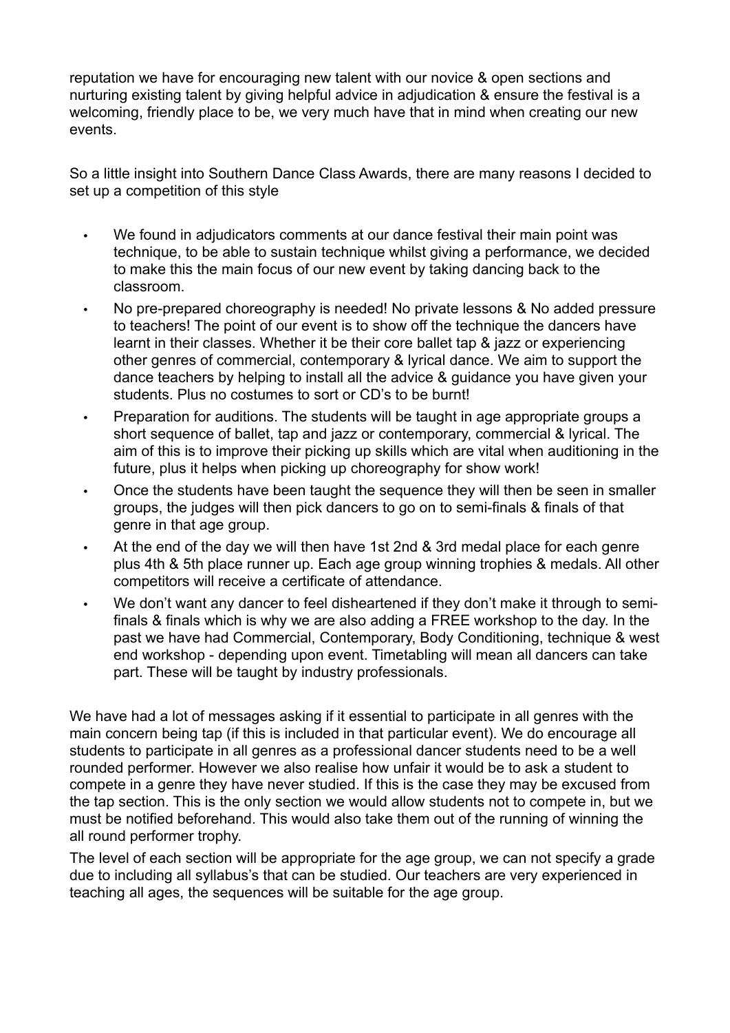reputation we have for encouraging new talent with our novice & open sections and nurturing existing talent by giving helpful advice in adjudication & ensure the festival is a welcoming, friendly place to be, we very much have that in mind when creating our new events.

So a little insight into Southern Dance Class Awards, there are many reasons I decided to set up a competition of this style

- We found in adjudicators comments at our dance festival their main point was technique, to be able to sustain technique whilst giving a performance, we decided to make this the main focus of our new event by taking dancing back to the classroom.
- No pre-prepared choreography is needed! No private lessons & No added pressure to teachers! The point of our event is to show off the technique the dancers have learnt in their classes. Whether it be their core ballet tap & jazz or experiencing other genres of commercial, contemporary & lyrical dance. We aim to support the dance teachers by helping to install all the advice & guidance you have given your students. Plus no costumes to sort or CD's to be burnt!
- Preparation for auditions. The students will be taught in age appropriate groups a short sequence of ballet, tap and jazz or contemporary, commercial & lyrical. The aim of this is to improve their picking up skills which are vital when auditioning in the future, plus it helps when picking up choreography for show work!
- Once the students have been taught the sequence they will then be seen in smaller groups, the judges will then pick dancers to go on to semi-finals & finals of that genre in that age group.
- At the end of the day we will then have 1st 2nd & 3rd medal place for each genre plus 4th & 5th place runner up. Each age group winning trophies & medals. All other competitors will receive a certificate of attendance.
- We don't want any dancer to feel disheartened if they don't make it through to semi-finals & finals which is why we are also adding a FREE workshop to the day. In the past we have had Commercial, Contemporary, Body Conditioning, technique & west end workshop - depending upon event. Timetabling will mean all dancers can take part. These will be taught by industry professionals.

We have had a lot of messages asking if it essential to participate in all genres with the main concern being tap (if this is included in that particular event). We do encourage all students to participate in all genres as a professional dancer students need to be a well rounded performer. However we also realise how unfair it would be to ask a student to compete in a genre they have never studied. If this is the case they may be excused from the tap section. This is the only section we would allow students not to compete in, but we must be notified beforehand. This would also take them out of the running of winning the all round performer trophy.

The level of each section will be appropriate for the age group, we can not specify a grade due to including all syllabus's that can be studied. Our teachers are very experienced in teaching all ages, the sequences will be suitable for the age group.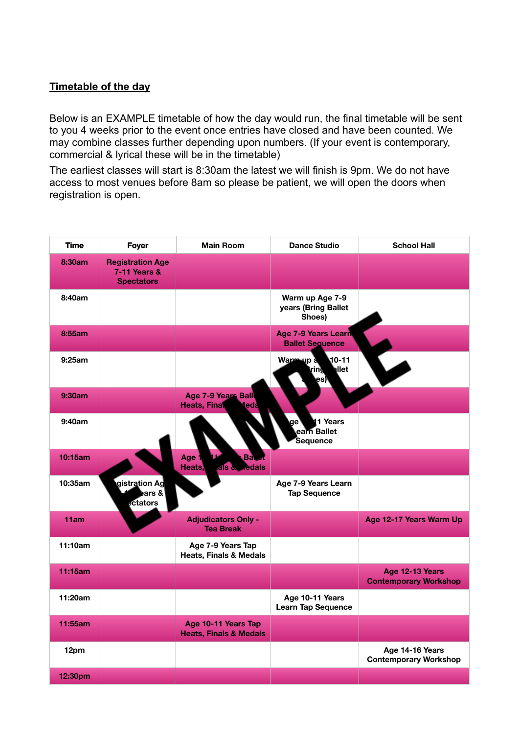**Timetable of the day**

Below is an EXAMPLE timetable of how the day would run, the final timetable will be sent to you 4 weeks prior to the event once entries have closed and have been counted. We may combine classes further depending upon numbers. (If your event is contemporary, commercial & lyrical these will be in the timetable)

The earliest classes will start is 8:30am the latest we will finish is 9pm. We do not have access to most venues before 8am so please be patient, we will open the doors when registration is open.

| Time | Foyer | Main Room | Dance Studio | School Hall |
|---|---|---|---|---|
| 8:30am | Registration Age 7-11 Years & Spectators | | | |
| 8:40am | | | Warm up Age 7-9 years (Bring Ballet Shoes) | |
| 8:55am | | | Age 7-9 Years Learn Ballet Sequence | |
| 9:25am | | | Warm up age 10-11 (Bring Ballet Shoes) | |
| 9:30am | | Age 7-9 Years Ballet Heats, Finals & Medals | | |
| 9:40am | | | Age 10-11 Years Learn Ballet Sequence | |
| 10:15am | | Age 10-11 Years Ballet Heats, Finals & Medals | | |
| 10:35am | Registration Age 12-17 Years & Spectators | | Age 7-9 Years Learn Tap Sequence | |
| 11am | | Adjudicators Only - Tea Break | | Age 12-17 Years Warm Up |
| 11:10am | | Age 7-9 Years Tap Heats, Finals & Medals | | |
| 11:15am | | | | Age 12-13 Years Contemporary Workshop |
| 11:20am | | | Age 10-11 Years Learn Tap Sequence | |
| 11:55am | | Age 10-11 Years Tap Heats, Finals & Medals | | |
| 12pm | | | | Age 14-16 Years Contemporary Workshop |
| 12:30pm | | | | |

EXAMPLE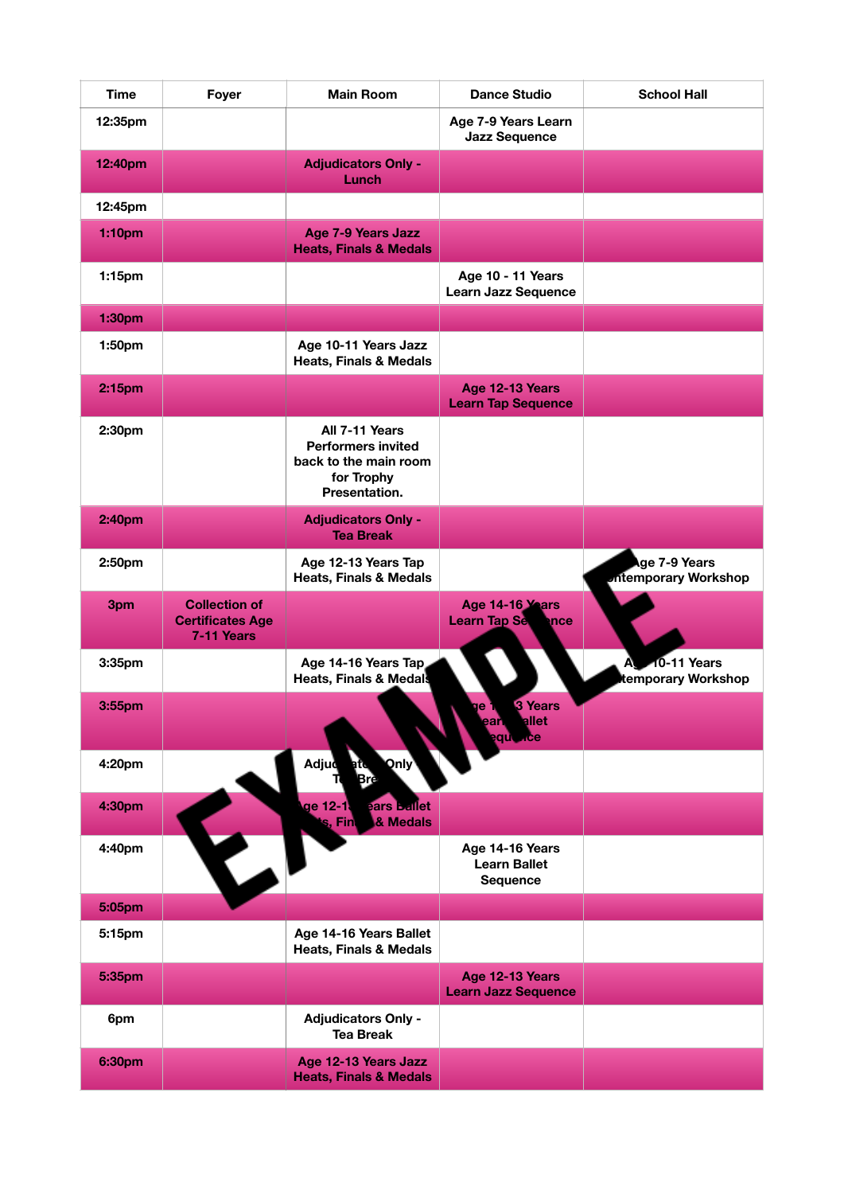| Time | Foyer | Main Room | Dance Studio | School Hall |
|---|---|---|---|---|
| 12:35pm | | | Age 7-9 Years Learn Jazz Sequence | |
| 12:40pm | | Adjudicators Only - Lunch | | |
| 12:45pm | | | | |
| 1:10pm | | Age 7-9 Years Jazz Heats, Finals & Medals | | |
| 1:15pm | | | Age 10 - 11 Years Learn Jazz Sequence | |
| 1:30pm | | | | |
| 1:50pm | | Age 10-11 Years Jazz Heats, Finals & Medals | | |
| 2:15pm | | | Age 12-13 Years Learn Tap Sequence | |
| 2:30pm | | All 7-11 Years Performers invited back to the main room for Trophy Presentation. | | |
| 2:40pm | | Adjudicators Only - Tea Break | | |
| 2:50pm | | Age 12-13 Years Tap Heats, Finals & Medals | | Age 7-9 Years Contemporary Workshop |
| 3pm | Collection of Certificates Age 7-11 Years | | Age 14-16 Years Learn Tap Sequence | |
| 3:35pm | | Age 14-16 Years Tap Heats, Finals & Medals | | Age 10-11 Years Contemporary Workshop |
| 3:55pm | | | Age 12-13 Years Learn Ballet Sequence | |
| 4:20pm | | Adjudicators Only - Tea Break | | |
| 4:30pm | | Age 12-13 Years Ballet Heats, Finals & Medals | | |
| 4:40pm | | | Age 14-16 Years Learn Ballet Sequence | |
| 5:05pm | | | | |
| 5:15pm | | Age 14-16 Years Ballet Heats, Finals & Medals | | |
| 5:35pm | | | Age 12-13 Years Learn Jazz Sequence | |
| 6pm | | Adjudicators Only - Tea Break | | |
| 6:30pm | | Age 12-13 Years Jazz Heats, Finals & Medals | | |

EXAMPLE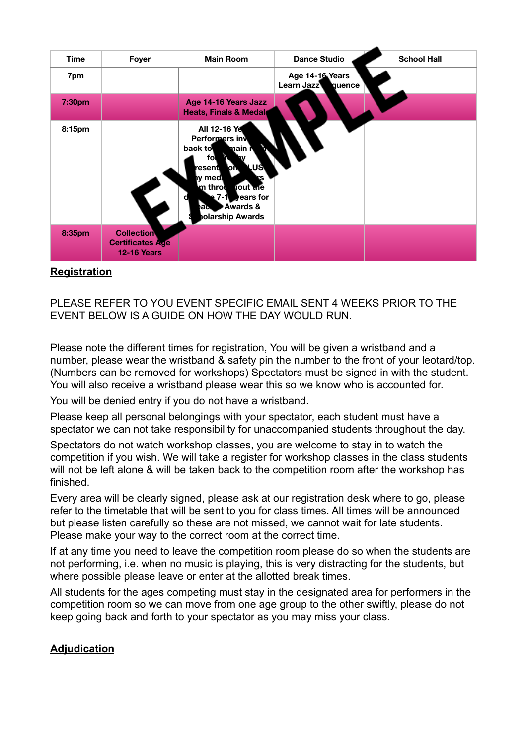| Time | Foyer | Main Room | Dance Studio | School Hall |
|---|---|---|---|---|
| 7pm | | | Age 14-16 Years Learn Jazz Sequence | |
| 7:30pm | | Age 14-16 Years Jazz Heats, Finals & Medals | | |
| 8:15pm | | All 12-16 Years Performers invited back to the main room for Trophy Presentation PLUS any medal winners from throughout the day age 7-11 years for each Awards & Scholarship Awards | | |
| 8:35pm | Collection Certificates Age 12-16 Years | | | |

EXAMPLE

## Registration

PLEASE REFER TO YOU EVENT SPECIFIC EMAIL SENT 4 WEEKS PRIOR TO THE EVENT BELOW IS A GUIDE ON HOW THE DAY WOULD RUN.

Please note the different times for registration, You will be given a wristband and a number, please wear the wristband & safety pin the number to the front of your leotard/top. (Numbers can be removed for workshops) Spectators must be signed in with the student. You will also receive a wristband please wear this so we know who is accounted for.

You will be denied entry if you do not have a wristband.

Please keep all personal belongings with your spectator, each student must have a spectator we can not take responsibility for unaccompanied students throughout the day.

Spectators do not watch workshop classes, you are welcome to stay in to watch the competition if you wish. We will take a register for workshop classes in the class students will not be left alone & will be taken back to the competition room after the workshop has finished.

Every area will be clearly signed, please ask at our registration desk where to go, please refer to the timetable that will be sent to you for class times. All times will be announced but please listen carefully so these are not missed, we cannot wait for late students. Please make your way to the correct room at the correct time.

If at any time you need to leave the competition room please do so when the students are not performing, i.e. when no music is playing, this is very distracting for the students, but where possible please leave or enter at the allotted break times.

All students for the ages competing must stay in the designated area for performers in the competition room so we can move from one age group to the other swiftly, please do not keep going back and forth to your spectator as you may miss your class.

## Adjudication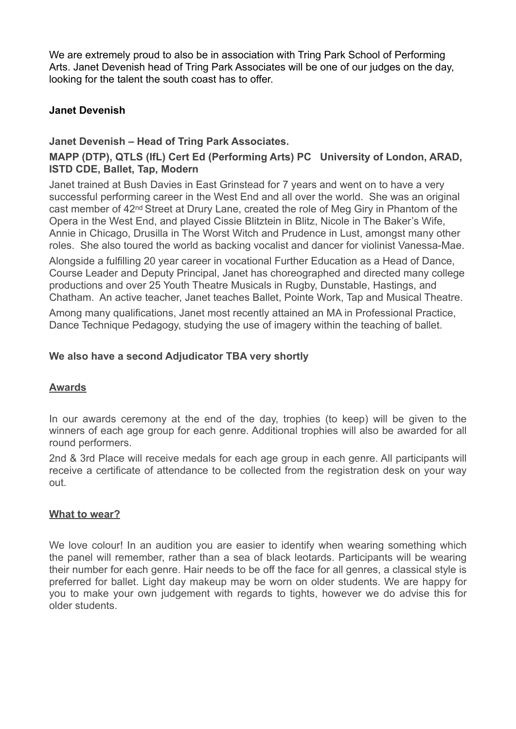We are extremely proud to also be in association with Tring Park School of Performing Arts. Janet Devenish head of Tring Park Associates will be one of our judges on the day, looking for the talent the south coast has to offer.

**Janet Devenish**

**Janet Devenish – Head of Tring Park Associates.**

**MAPP (DTP), QTLS (IfL) Cert Ed (Performing Arts) PC University of London, ARAD, ISTD CDE, Ballet, Tap, Modern**

Janet trained at Bush Davies in East Grinstead for 7 years and went on to have a very successful performing career in the West End and all over the world. She was an original cast member of 42nd Street at Drury Lane, created the role of Meg Giry in Phantom of the Opera in the West End, and played Cissie Blitztein in Blitz, Nicole in The Baker's Wife, Annie in Chicago, Drusilla in The Worst Witch and Prudence in Lust, amongst many other roles. She also toured the world as backing vocalist and dancer for violinist Vanessa-Mae.

Alongside a fulfilling 20 year career in vocational Further Education as a Head of Dance, Course Leader and Deputy Principal, Janet has choreographed and directed many college productions and over 25 Youth Theatre Musicals in Rugby, Dunstable, Hastings, and Chatham. An active teacher, Janet teaches Ballet, Pointe Work, Tap and Musical Theatre.

Among many qualifications, Janet most recently attained an MA in Professional Practice, Dance Technique Pedagogy, studying the use of imagery within the teaching of ballet.

**We also have a second Adjudicator TBA very shortly**

## Awards

In our awards ceremony at the end of the day, trophies (to keep) will be given to the winners of each age group for each genre. Additional trophies will also be awarded for all round performers.

2nd & 3rd Place will receive medals for each age group in each genre. All participants will receive a certificate of attendance to be collected from the registration desk on your way out.

## What to wear?

We love colour! In an audition you are easier to identify when wearing something which the panel will remember, rather than a sea of black leotards. Participants will be wearing their number for each genre. Hair needs to be off the face for all genres, a classical style is preferred for ballet. Light day makeup may be worn on older students. We are happy for you to make your own judgement with regards to tights, however we do advise this for older students.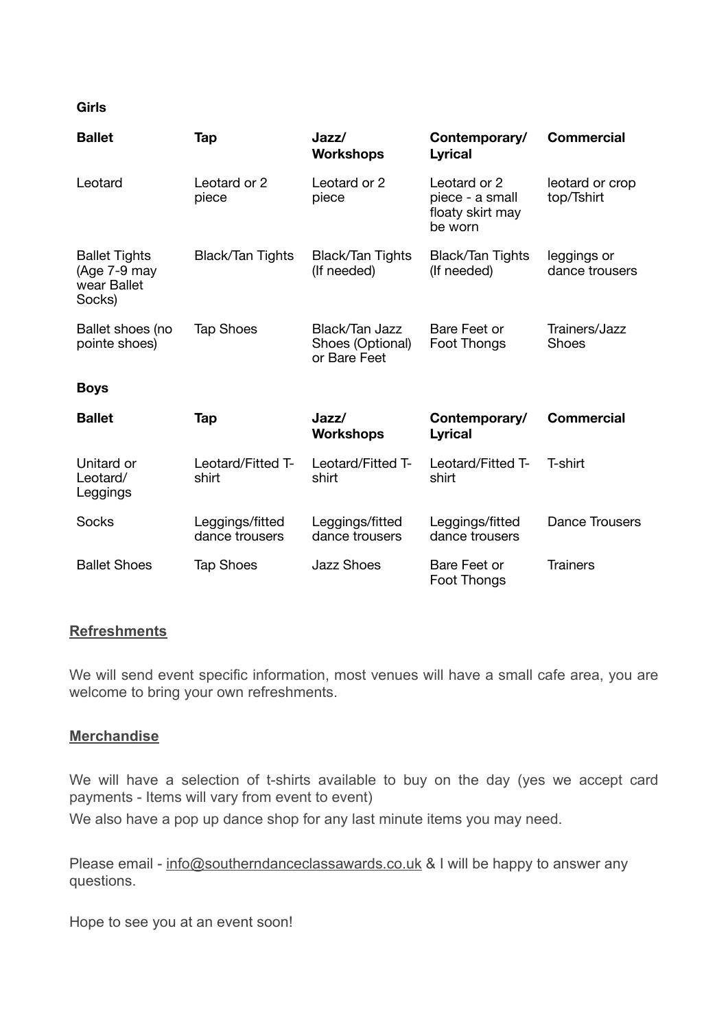**Girls**

| Ballet | Tap | Jazz/ Workshops | Contemporary/ Lyrical | Commercial |
| --- | --- | --- | --- | --- |
| Leotard | Leotard or 2 piece | Leotard or 2 piece | Leotard or 2 piece - a small floaty skirt may be worn | leotard or crop top/Tshirt |
| Ballet Tights (Age 7-9 may wear Ballet Socks) | Black/Tan Tights | Black/Tan Tights (If needed) | Black/Tan Tights (If needed) | leggings or dance trousers |
| Ballet shoes (no pointe shoes) | Tap Shoes | Black/Tan Jazz Shoes (Optional) or Bare Feet | Bare Feet or Foot Thongs | Trainers/Jazz Shoes |

**Boys**

| Ballet | Tap | Jazz/ Workshops | Contemporary/ Lyrical | Commercial |
| --- | --- | --- | --- | --- |
| Unitard or Leotard/ Leggings | Leotard/Fitted T-shirt | Leotard/Fitted T-shirt | Leotard/Fitted T-shirt | T-shirt |
| Socks | Leggings/fitted dance trousers | Leggings/fitted dance trousers | Leggings/fitted dance trousers | Dance Trousers |
| Ballet Shoes | Tap Shoes | Jazz Shoes | Bare Feet or Foot Thongs | Trainers |

## Refreshments

We will send event specific information, most venues will have a small cafe area, you are welcome to bring your own refreshments.

## Merchandise

We will have a selection of t-shirts available to buy on the day (yes we accept card payments - Items will vary from event to event)

We also have a pop up dance shop for any last minute items you may need.

Please email - info@southerndanceclassawards.co.uk & I will be happy to answer any questions.

Hope to see you at an event soon!